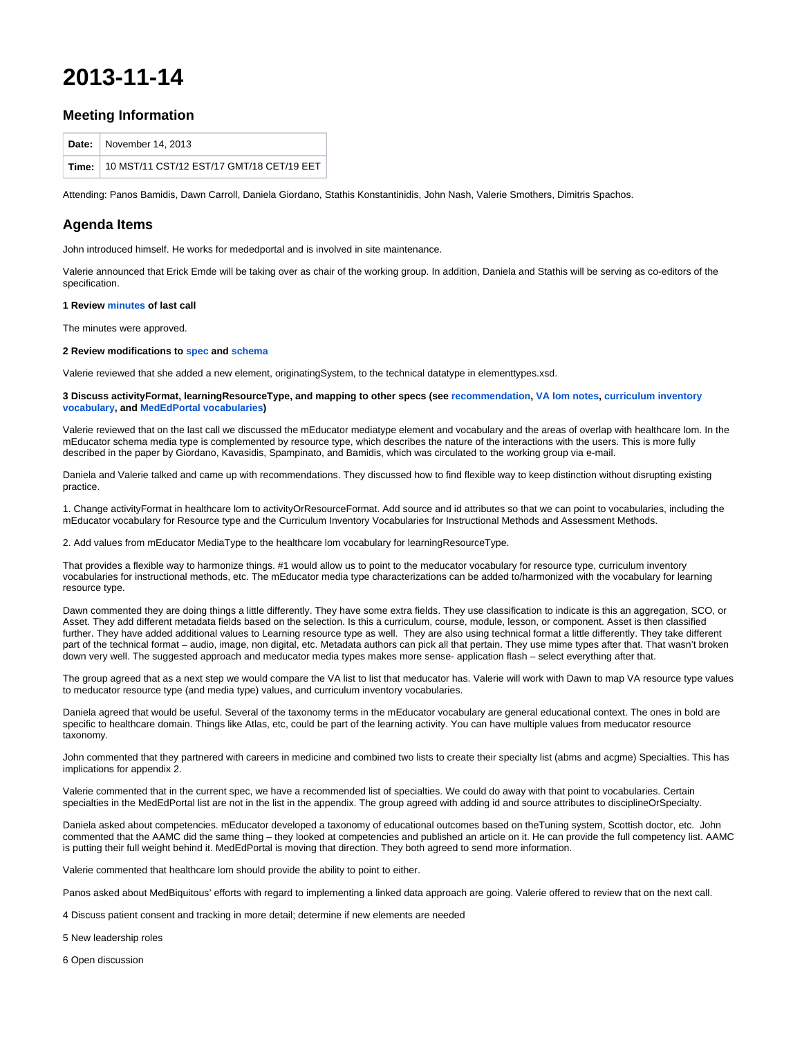# 2013-11-14

## Meeting Information

| | |
|---|---|
| **Date:** | November 14, 2013 |
| **Time:** | 10 MST/11 CST/12 EST/17 GMT/18 CET/19 EET |

Attending: Panos Bamidis, Dawn Carroll, Daniela Giordano, Stathis Konstantinidis, John Nash, Valerie Smothers, Dimitris Spachos.

## Agenda Items

John introduced himself. He works for mededportal and is involved in site maintenance.

Valerie announced that Erick Emde will be taking over as chair of the working group. In addition, Daniela and Stathis will be serving as co-editors of the specification.

**1 Review minutes of last call**

The minutes were approved.

**2 Review modifications to spec and schema**

Valerie reviewed that she added a new element, originatingSystem, to the technical datatype in elementtypes.xsd.

**3 Discuss activityFormat, learningResourceType, and mapping to other specs (see recommendation, VA lom notes, curriculum inventory vocabulary, and MedEdPortal vocabularies)**

Valerie reviewed that on the last call we discussed the mEducator mediatype element and vocabulary and the areas of overlap with healthcare lom. In the mEducator schema media type is complemented by resource type, which describes the nature of the interactions with the users. This is more fully described in the paper by Giordano, Kavasidis, Spampinato, and Bamidis, which was circulated to the working group via e-mail.

Daniela and Valerie talked and came up with recommendations. They discussed how to find flexible way to keep distinction without disrupting existing practice.

1. Change activityFormat in healthcare lom to activityOrResourceFormat. Add source and id attributes so that we can point to vocabularies, including the mEducator vocabulary for Resource type and the Curriculum Inventory Vocabularies for Instructional Methods and Assessment Methods.

2. Add values from mEducator MediaType to the healthcare lom vocabulary for learningResourceType.

That provides a flexible way to harmonize things. #1 would allow us to point to the meducator vocabulary for resource type, curriculum inventory vocabularies for instructional methods, etc. The mEducator media type characterizations can be added to/harmonized with the vocabulary for learning resource type.

Dawn commented they are doing things a little differently. They have some extra fields. They use classification to indicate is this an aggregation, SCO, or Asset. They add different metadata fields based on the selection. Is this a curriculum, course, module, lesson, or component. Asset is then classified further. They have added additional values to Learning resource type as well. They are also using technical format a little differently. They take different part of the technical format – audio, image, non digital, etc. Metadata authors can pick all that pertain. They use mime types after that. That wasn't broken down very well. The suggested approach and meducator media types makes more sense- application flash – select everything after that.

The group agreed that as a next step we would compare the VA list to list that meducator has. Valerie will work with Dawn to map VA resource type values to meducator resource type (and media type) values, and curriculum inventory vocabularies.

Daniela agreed that would be useful. Several of the taxonomy terms in the mEducator vocabulary are general educational context. The ones in bold are specific to healthcare domain. Things like Atlas, etc, could be part of the learning activity. You can have multiple values from meducator resource taxonomy.

John commented that they partnered with careers in medicine and combined two lists to create their specialty list (abms and acgme) Specialties. This has implications for appendix 2.

Valerie commented that in the current spec, we have a recommended list of specialties. We could do away with that point to vocabularies. Certain specialties in the MedEdPortal list are not in the list in the appendix. The group agreed with adding id and source attributes to disciplineOrSpecialty.

Daniela asked about competencies. mEducator developed a taxonomy of educational outcomes based on theTuning system, Scottish doctor, etc. John commented that the AAMC did the same thing – they looked at competencies and published an article on it. He can provide the full competency list. AAMC is putting their full weight behind it. MedEdPortal is moving that direction. They both agreed to send more information.

Valerie commented that healthcare lom should provide the ability to point to either.

Panos asked about MedBiquitous' efforts with regard to implementing a linked data approach are going. Valerie offered to review that on the next call.

4 Discuss patient consent and tracking in more detail; determine if new elements are needed

5 New leadership roles

6 Open discussion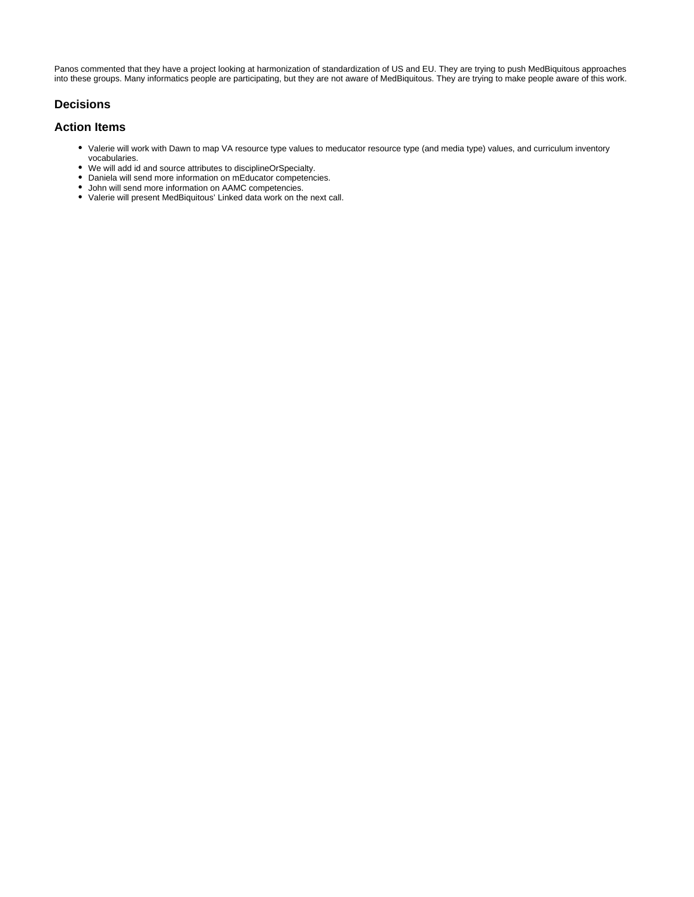Panos commented that they have a project looking at harmonization of standardization of US and EU. They are trying to push MedBiquitous approaches into these groups. Many informatics people are participating, but they are not aware of MedBiquitous. They are trying to make people aware of this work.

## Decisions

## Action Items

- Valerie will work with Dawn to map VA resource type values to meducator resource type (and media type) values, and curriculum inventory vocabularies.
- We will add id and source attributes to disciplineOrSpecialty.
- Daniela will send more information on mEducator competencies.
- John will send more information on AAMC competencies.
- Valerie will present MedBiquitous' Linked data work on the next call.